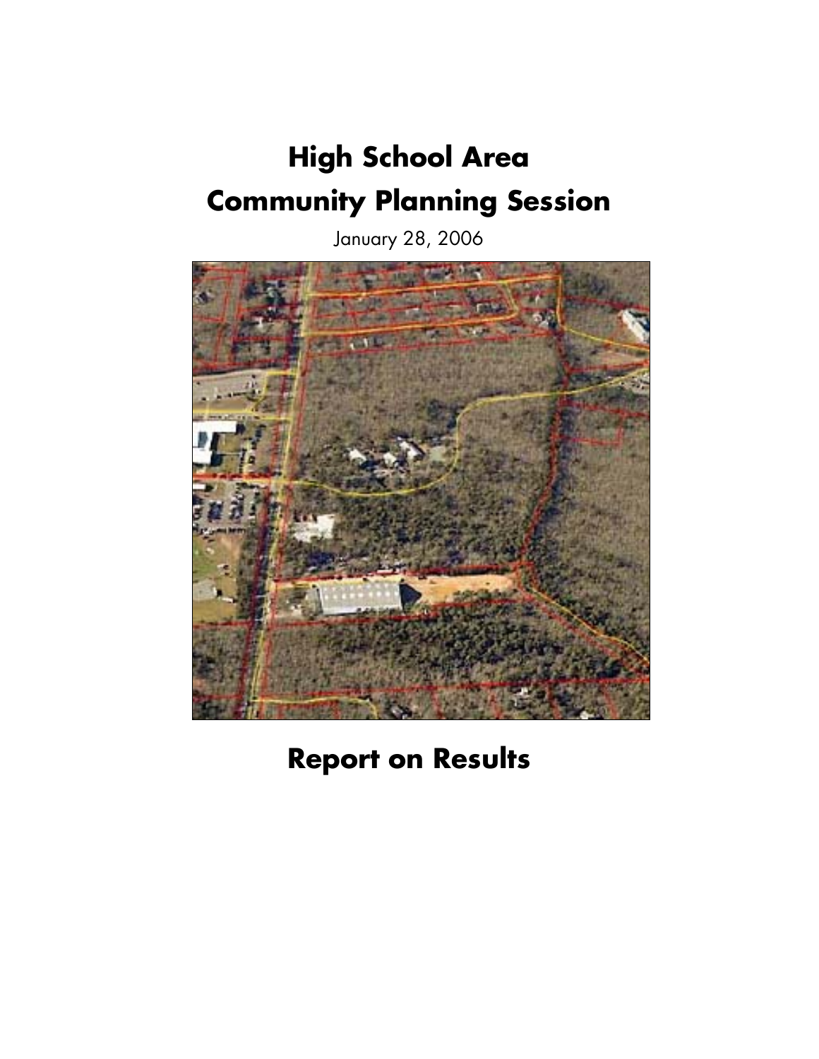# High School Area
# Community Planning Session

January 28, 2006

# Report on Results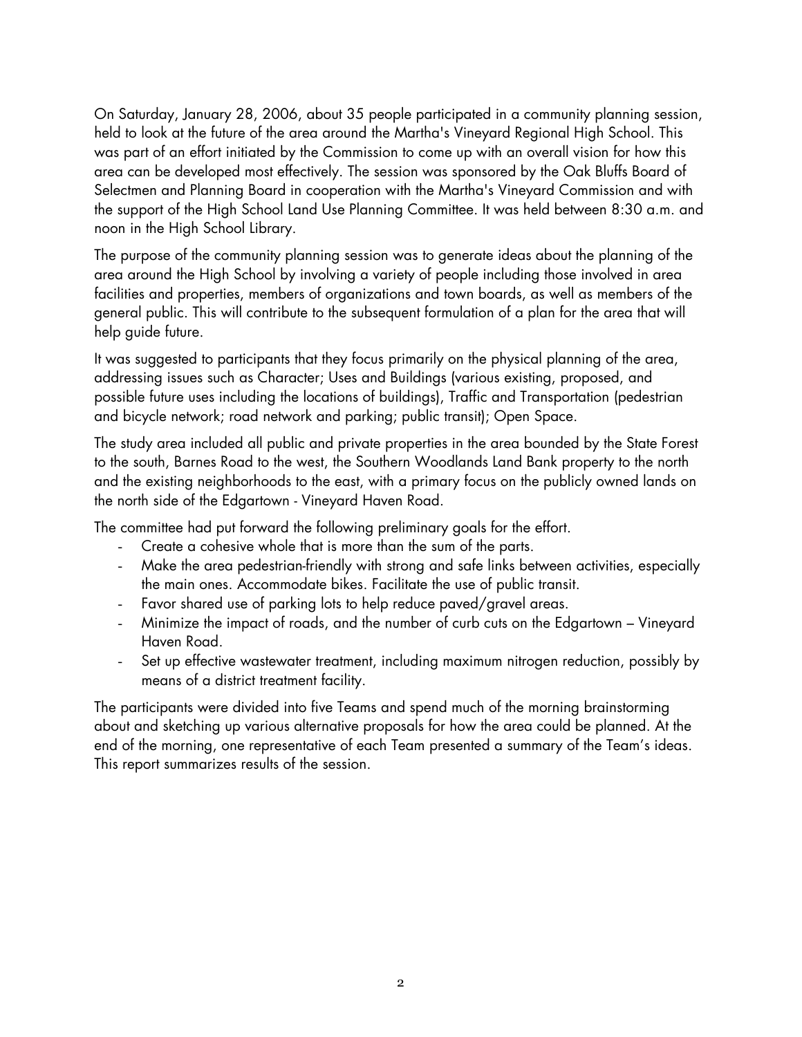On Saturday, January 28, 2006, about 35 people participated in a community planning session, held to look at the future of the area around the Martha's Vineyard Regional High School. This was part of an effort initiated by the Commission to come up with an overall vision for how this area can be developed most effectively. The session was sponsored by the Oak Bluffs Board of Selectmen and Planning Board in cooperation with the Martha's Vineyard Commission and with the support of the High School Land Use Planning Committee. It was held between 8:30 a.m. and noon in the High School Library.

The purpose of the community planning session was to generate ideas about the planning of the area around the High School by involving a variety of people including those involved in area facilities and properties, members of organizations and town boards, as well as members of the general public. This will contribute to the subsequent formulation of a plan for the area that will help guide future.

It was suggested to participants that they focus primarily on the physical planning of the area, addressing issues such as Character; Uses and Buildings (various existing, proposed, and possible future uses including the locations of buildings), Traffic and Transportation (pedestrian and bicycle network; road network and parking; public transit); Open Space.

The study area included all public and private properties in the area bounded by the State Forest to the south, Barnes Road to the west, the Southern Woodlands Land Bank property to the north and the existing neighborhoods to the east, with a primary focus on the publicly owned lands on the north side of the Edgartown - Vineyard Haven Road.

The committee had put forward the following preliminary goals for the effort.

- Create a cohesive whole that is more than the sum of the parts.
- Make the area pedestrian-friendly with strong and safe links between activities, especially the main ones. Accommodate bikes. Facilitate the use of public transit.
- Favor shared use of parking lots to help reduce paved/gravel areas.
- Minimize the impact of roads, and the number of curb cuts on the Edgartown – Vineyard Haven Road.
- Set up effective wastewater treatment, including maximum nitrogen reduction, possibly by means of a district treatment facility.

The participants were divided into five Teams and spend much of the morning brainstorming about and sketching up various alternative proposals for how the area could be planned. At the end of the morning, one representative of each Team presented a summary of the Team's ideas. This report summarizes results of the session.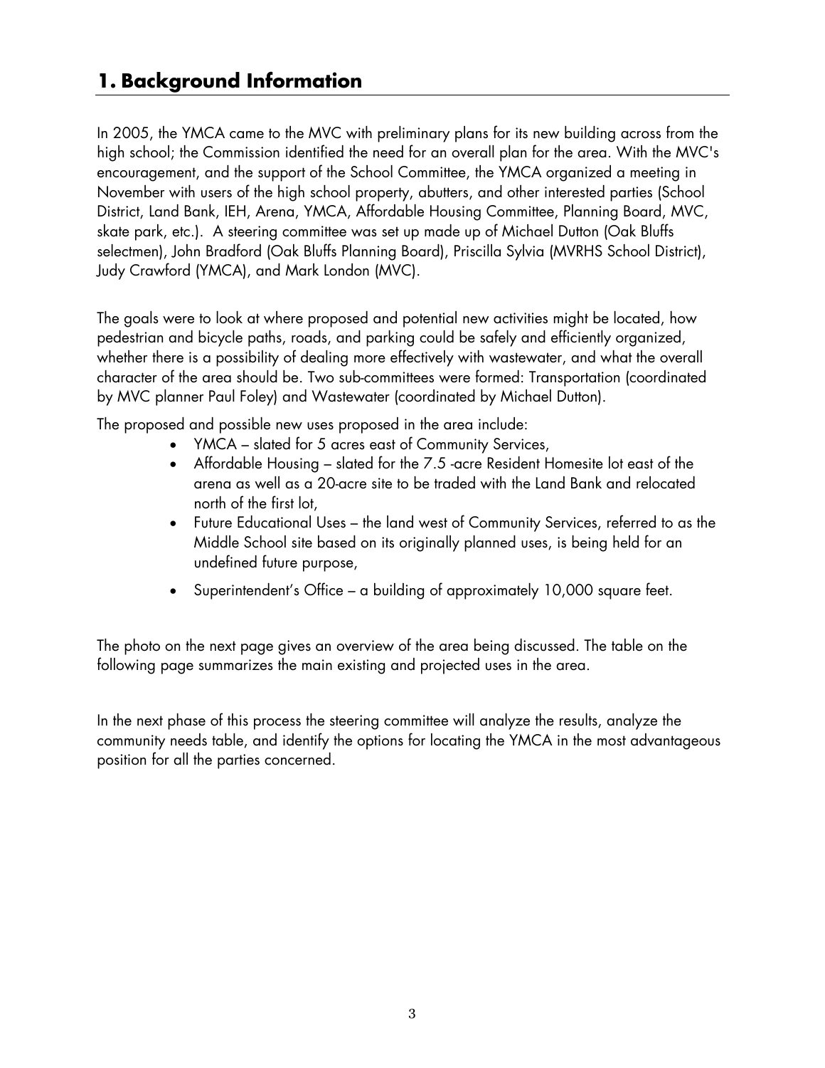# 1. Background Information

In 2005, the YMCA came to the MVC with preliminary plans for its new building across from the high school; the Commission identified the need for an overall plan for the area. With the MVC's encouragement, and the support of the School Committee, the YMCA organized a meeting in November with users of the high school property, abutters, and other interested parties (School District, Land Bank, IEH, Arena, YMCA, Affordable Housing Committee, Planning Board, MVC, skate park, etc.). A steering committee was set up made up of Michael Dutton (Oak Bluffs selectmen), John Bradford (Oak Bluffs Planning Board), Priscilla Sylvia (MVRHS School District), Judy Crawford (YMCA), and Mark London (MVC).

The goals were to look at where proposed and potential new activities might be located, how pedestrian and bicycle paths, roads, and parking could be safely and efficiently organized, whether there is a possibility of dealing more effectively with wastewater, and what the overall character of the area should be. Two sub-committees were formed: Transportation (coordinated by MVC planner Paul Foley) and Wastewater (coordinated by Michael Dutton).

The proposed and possible new uses proposed in the area include:

- YMCA – slated for 5 acres east of Community Services,
- Affordable Housing – slated for the 7.5 -acre Resident Homesite lot east of the arena as well as a 20-acre site to be traded with the Land Bank and relocated north of the first lot,
- Future Educational Uses – the land west of Community Services, referred to as the Middle School site based on its originally planned uses, is being held for an undefined future purpose,
- Superintendent's Office – a building of approximately 10,000 square feet.

The photo on the next page gives an overview of the area being discussed. The table on the following page summarizes the main existing and projected uses in the area.

In the next phase of this process the steering committee will analyze the results, analyze the community needs table, and identify the options for locating the YMCA in the most advantageous position for all the parties concerned.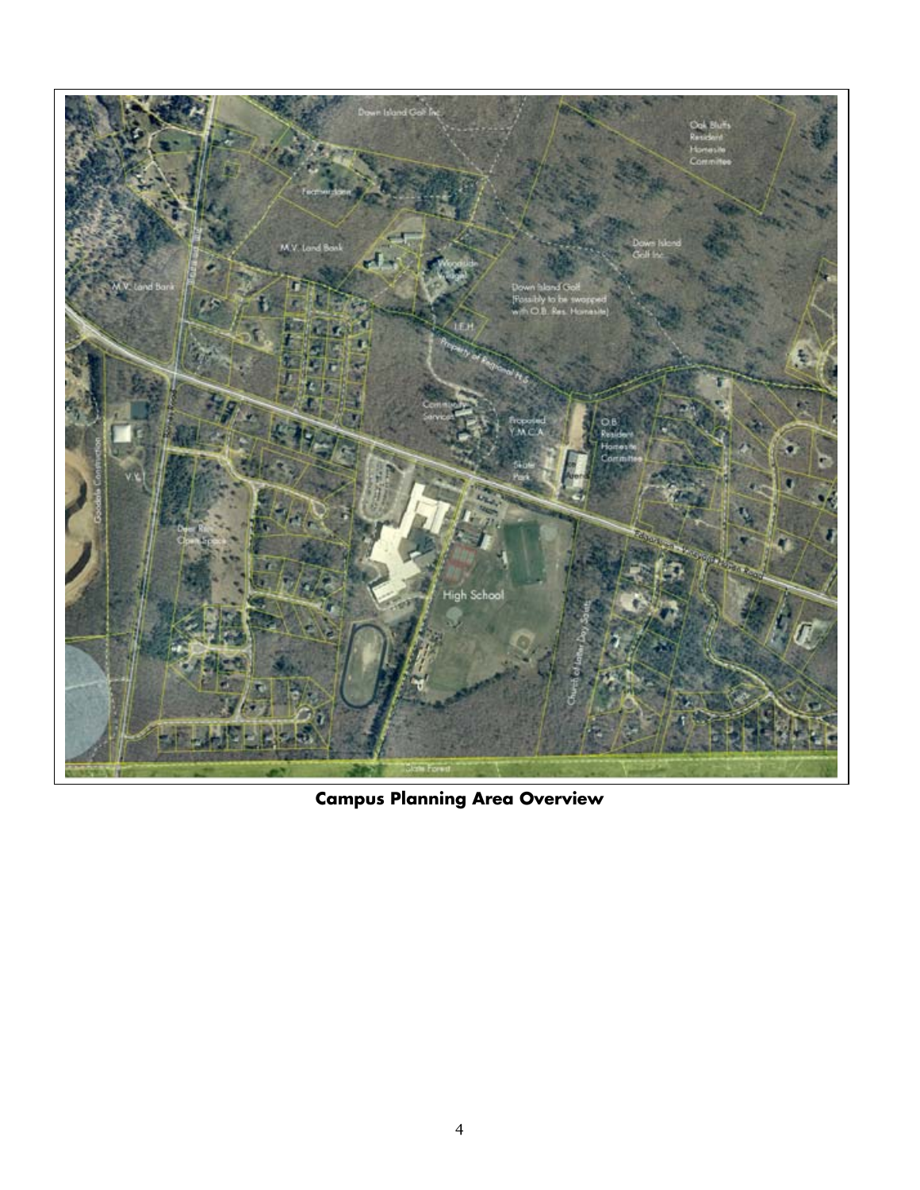**Campus Planning Area Overview**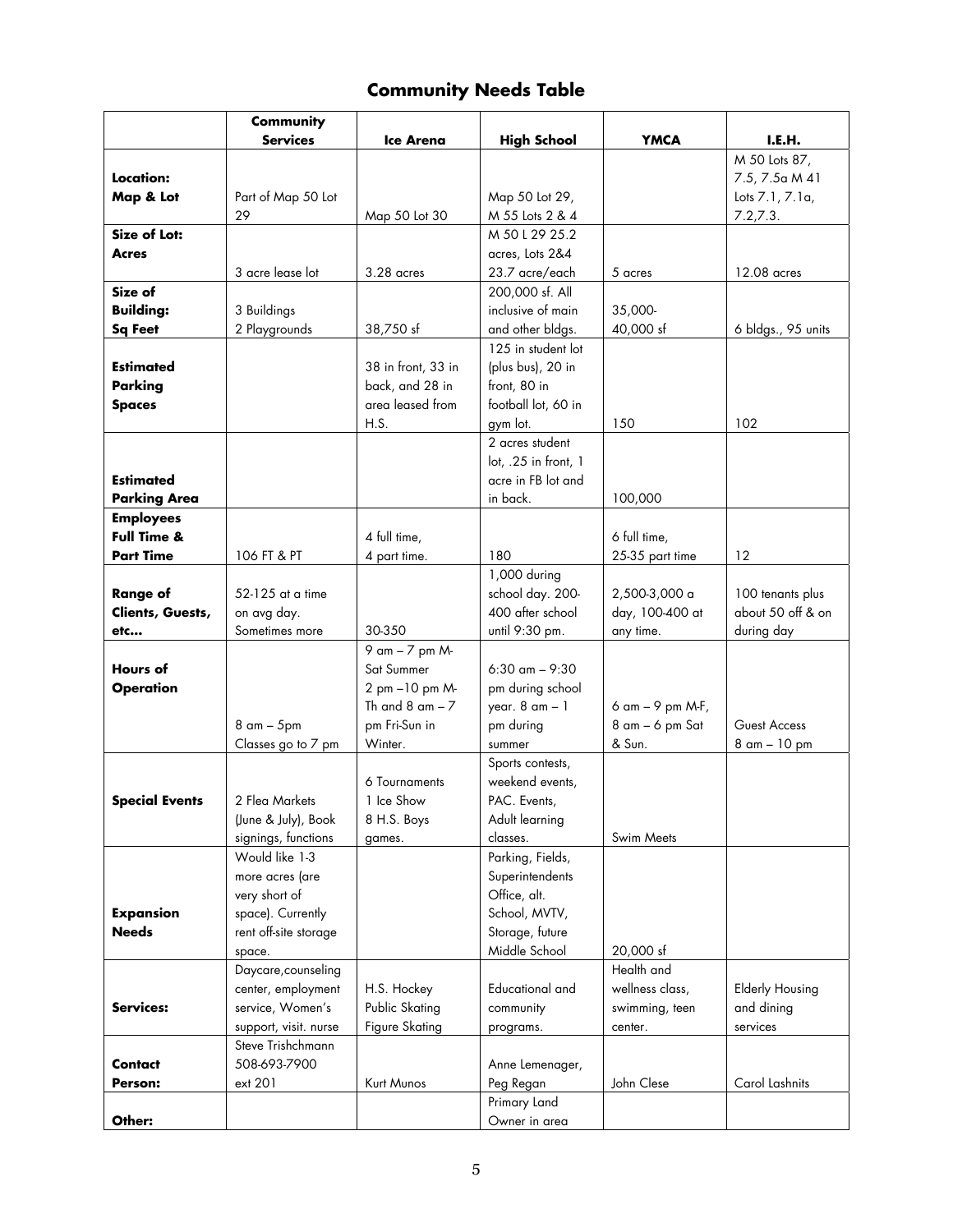## Community Needs Table

| | Community Services | Ice Arena | High School | YMCA | I.E.H. |
|---|---|---|---|---|---|
| **Location: Map & Lot** | Part of Map 50 Lot 29 | Map 50 Lot 30 | Map 50 Lot 29, M 55 Lots 2 & 4 | | M 50 Lots 87, 7.5, 7.5a M 41 Lots 7.1, 7.1a, 7.2,7.3. |
| **Size of Lot: Acres** | 3 acre lease lot | 3.28 acres | M 50 L 29 25.2 acres, Lots 2&4 23.7 acre/each | 5 acres | 12.08 acres |
| **Size of Building: Sq Feet** | 3 Buildings 2 Playgrounds | 38,750 sf | 200,000 sf. All inclusive of main and other bldgs. | 35,000-40,000 sf | 6 bldgs., 95 units |
| **Estimated Parking Spaces** | | 38 in front, 33 in back, and 28 in area leased from H.S. | 125 in student lot (plus bus), 20 in front, 80 in football lot, 60 in gym lot. | 150 | 102 |
| **Estimated Parking Area** | | | 2 acres student lot, .25 in front, 1 acre in FB lot and in back. | 100,000 | |
| **Employees Full Time & Part Time** | 106 FT & PT | 4 full time, 4 part time. | 180 | 6 full time, 25-35 part time | 12 |
| **Range of Clients, Guests, etc…** | 52-125 at a time on avg day. Sometimes more | 30-350 | 1,000 during school day. 200-400 after school until 9:30 pm. | 2,500-3,000 a day, 100-400 at any time. | 100 tenants plus about 50 off & on during day |
| **Hours of Operation** | 8 am – 5pm Classes go to 7 pm | 9 am – 7 pm M-Sat Summer 2 pm –10 pm M-Th and 8 am – 7 pm Fri-Sun in Winter. | 6:30 am – 9:30 pm during school year. 8 am – 1 pm during summer | 6 am – 9 pm M-F, 8 am – 6 pm Sat & Sun. | Guest Access 8 am – 10 pm |
| **Special Events** | 2 Flea Markets (June & July), Book signings, functions | 6 Tournaments 1 Ice Show 8 H.S. Boys games. | Sports contests, weekend events, PAC. Events, Adult learning classes. | Swim Meets | |
| **Expansion Needs** | Would like 1-3 more acres (are very short of space). Currently rent off-site storage space. | | Parking, Fields, Superintendents Office, alt. School, MVTV, Storage, future Middle School | 20,000 sf | |
| **Services:** | Daycare,counseling center, employment service, Women's support, visit. nurse | H.S. Hockey Public Skating Figure Skating | Educational and community programs. | Health and wellness class, swimming, teen center. | Elderly Housing and dining services |
| **Contact Person:** | Steve Trishchmann 508-693-7900 ext 201 | Kurt Munos | Anne Lemenager, Peg Regan | John Clese | Carol Lashnits |
| **Other:** | | | Primary Land Owner in area | | |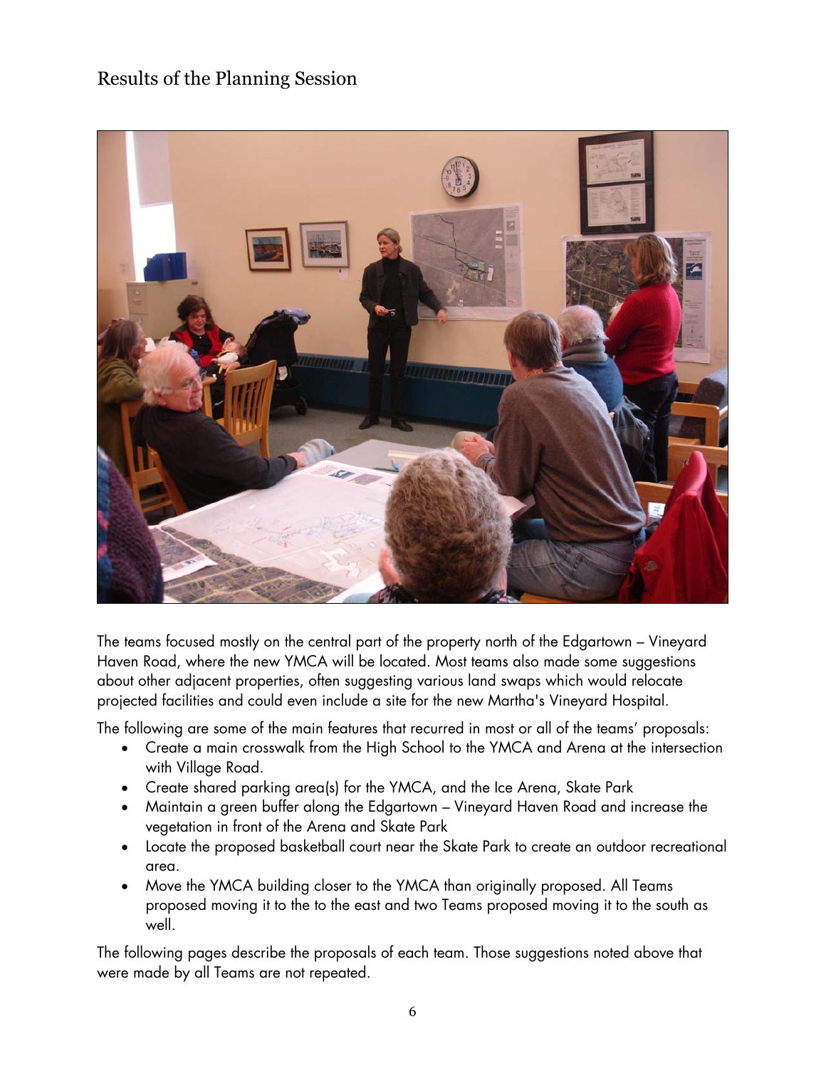## Results of the Planning Session

The teams focused mostly on the central part of the property north of the Edgartown – Vineyard Haven Road, where the new YMCA will be located. Most teams also made some suggestions about other adjacent properties, often suggesting various land swaps which would relocate projected facilities and could even include a site for the new Martha's Vineyard Hospital.

The following are some of the main features that recurred in most or all of the teams' proposals:

- Create a main crosswalk from the High School to the YMCA and Arena at the intersection with Village Road.
- Create shared parking area(s) for the YMCA, and the Ice Arena, Skate Park
- Maintain a green buffer along the Edgartown – Vineyard Haven Road and increase the vegetation in front of the Arena and Skate Park
- Locate the proposed basketball court near the Skate Park to create an outdoor recreational area.
- Move the YMCA building closer to the YMCA than originally proposed. All Teams proposed moving it to the to the east and two Teams proposed moving it to the south as well.

The following pages describe the proposals of each team. Those suggestions noted above that were made by all Teams are not repeated.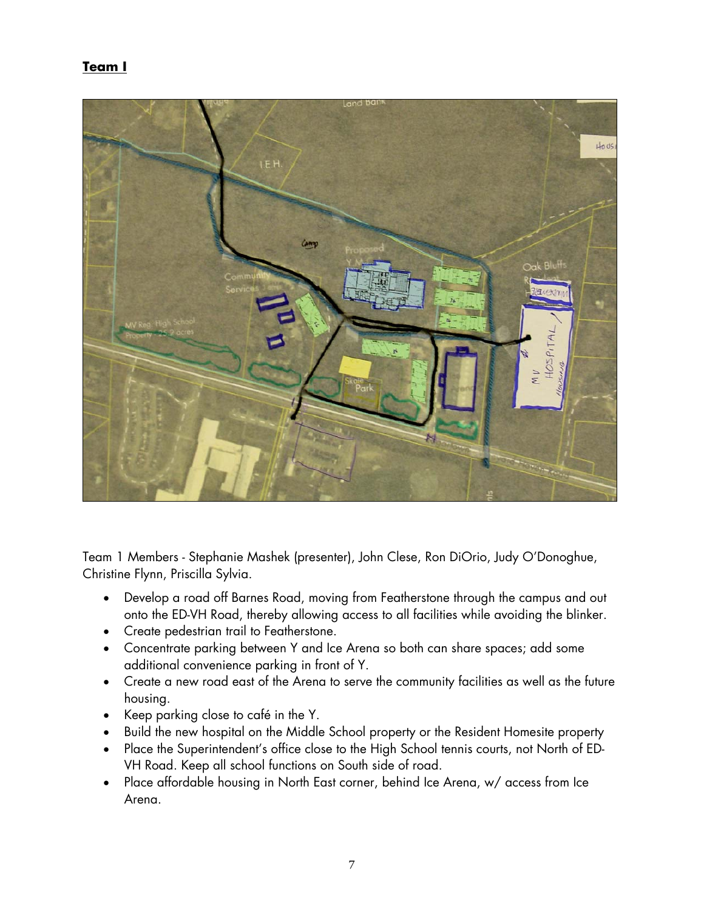**Team I**

Team 1 Members - Stephanie Mashek (presenter), John Clese, Ron DiOrio, Judy O'Donoghue, Christine Flynn, Priscilla Sylvia.

- Develop a road off Barnes Road, moving from Featherstone through the campus and out onto the ED-VH Road, thereby allowing access to all facilities while avoiding the blinker.
- Create pedestrian trail to Featherstone.
- Concentrate parking between Y and Ice Arena so both can share spaces; add some additional convenience parking in front of Y.
- Create a new road east of the Arena to serve the community facilities as well as the future housing.
- Keep parking close to café in the Y.
- Build the new hospital on the Middle School property or the Resident Homesite property
- Place the Superintendent's office close to the High School tennis courts, not North of ED-VH Road. Keep all school functions on South side of road.
- Place affordable housing in North East corner, behind Ice Arena, w/ access from Ice Arena.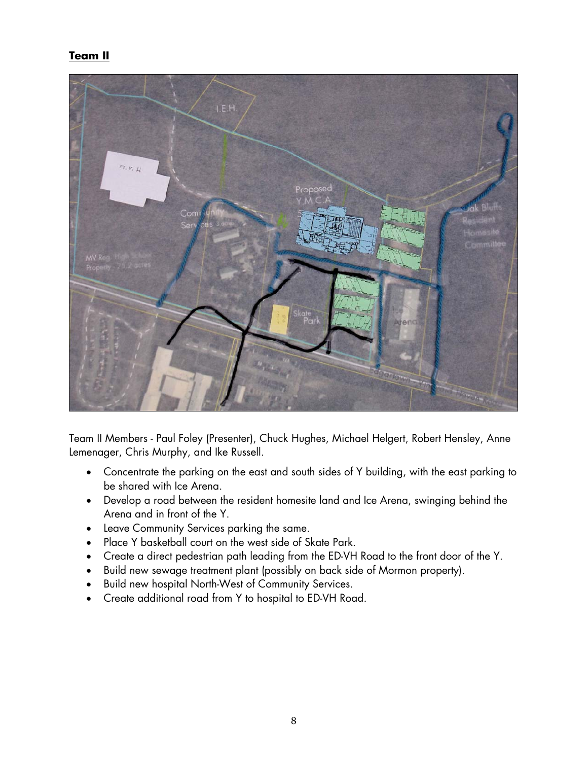**Team II**

Team II Members - Paul Foley (Presenter), Chuck Hughes, Michael Helgert, Robert Hensley, Anne Lemenager, Chris Murphy, and Ike Russell.

- Concentrate the parking on the east and south sides of Y building, with the east parking to be shared with Ice Arena.
- Develop a road between the resident homesite land and Ice Arena, swinging behind the Arena and in front of the Y.
- Leave Community Services parking the same.
- Place Y basketball court on the west side of Skate Park.
- Create a direct pedestrian path leading from the ED-VH Road to the front door of the Y.
- Build new sewage treatment plant (possibly on back side of Mormon property).
- Build new hospital North-West of Community Services.
- Create additional road from Y to hospital to ED-VH Road.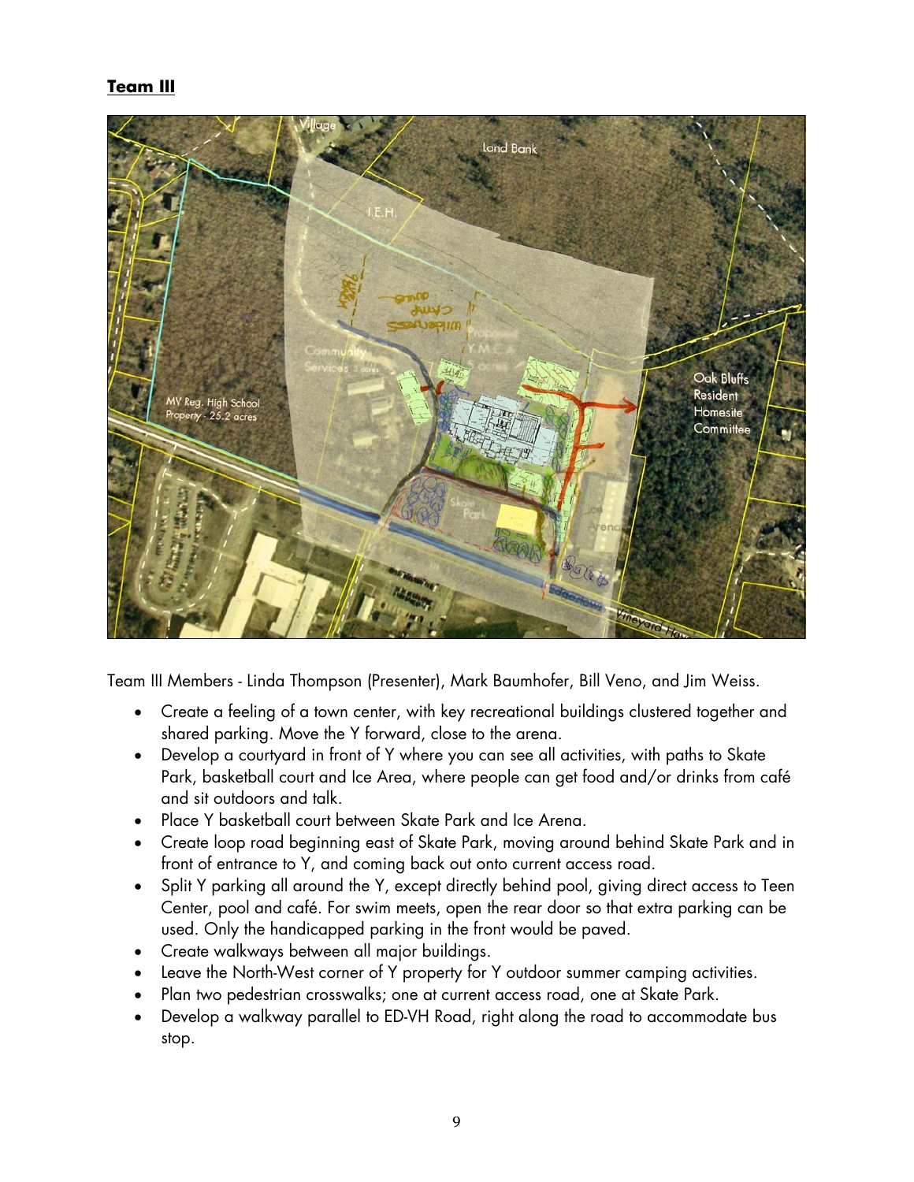**Team III**

Team III Members - Linda Thompson (Presenter), Mark Baumhofer, Bill Veno, and Jim Weiss.

- Create a feeling of a town center, with key recreational buildings clustered together and shared parking. Move the Y forward, close to the arena.
- Develop a courtyard in front of Y where you can see all activities, with paths to Skate Park, basketball court and Ice Area, where people can get food and/or drinks from café and sit outdoors and talk.
- Place Y basketball court between Skate Park and Ice Arena.
- Create loop road beginning east of Skate Park, moving around behind Skate Park and in front of entrance to Y, and coming back out onto current access road.
- Split Y parking all around the Y, except directly behind pool, giving direct access to Teen Center, pool and café. For swim meets, open the rear door so that extra parking can be used. Only the handicapped parking in the front would be paved.
- Create walkways between all major buildings.
- Leave the North-West corner of Y property for Y outdoor summer camping activities.
- Plan two pedestrian crosswalks; one at current access road, one at Skate Park.
- Develop a walkway parallel to ED-VH Road, right along the road to accommodate bus stop.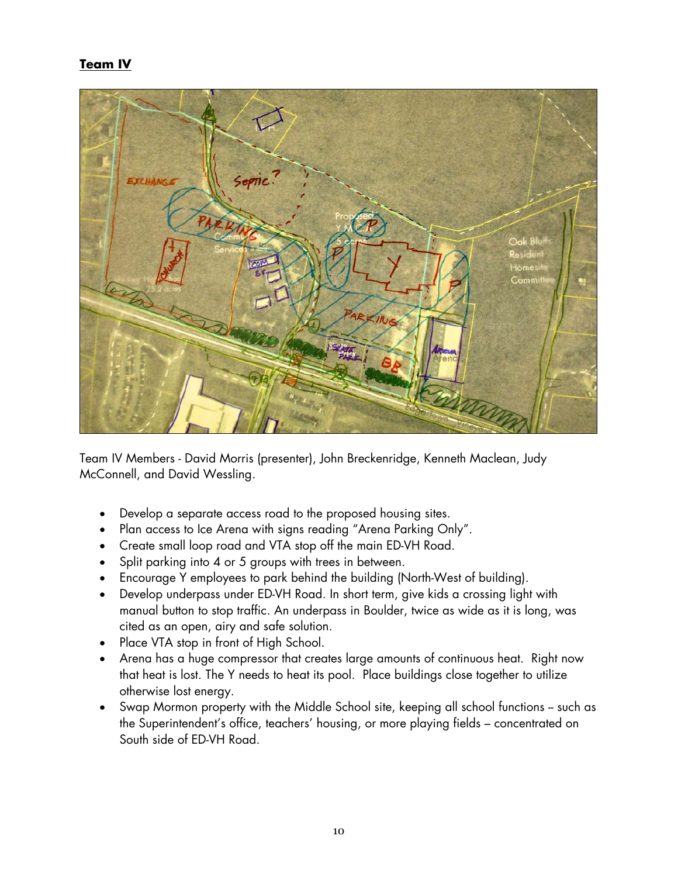**Team IV**

Team IV Members - David Morris (presenter), John Breckenridge, Kenneth Maclean, Judy McConnell, and David Wessling.

- Develop a separate access road to the proposed housing sites.
- Plan access to Ice Arena with signs reading "Arena Parking Only".
- Create small loop road and VTA stop off the main ED-VH Road.
- Split parking into 4 or 5 groups with trees in between.
- Encourage Y employees to park behind the building (North-West of building).
- Develop underpass under ED-VH Road. In short term, give kids a crossing light with manual button to stop traffic. An underpass in Boulder, twice as wide as it is long, was cited as an open, airy and safe solution.
- Place VTA stop in front of High School.
- Arena has a huge compressor that creates large amounts of continuous heat. Right now that heat is lost. The Y needs to heat its pool. Place buildings close together to utilize otherwise lost energy.
- Swap Mormon property with the Middle School site, keeping all school functions – such as the Superintendent's office, teachers' housing, or more playing fields – concentrated on South side of ED-VH Road.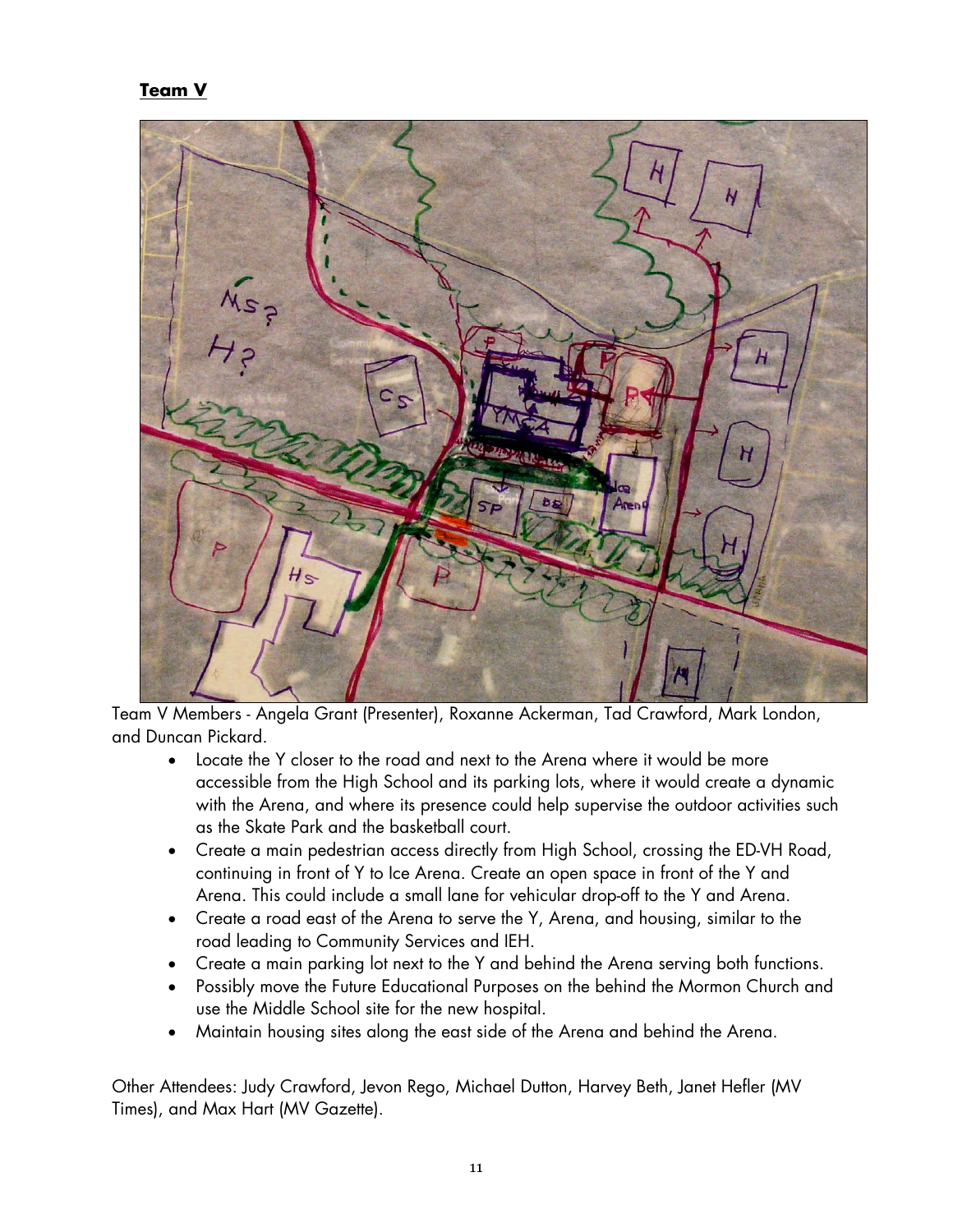**Team V**

Team V Members - Angela Grant (Presenter), Roxanne Ackerman, Tad Crawford, Mark London, and Duncan Pickard.

- Locate the Y closer to the road and next to the Arena where it would be more accessible from the High School and its parking lots, where it would create a dynamic with the Arena, and where its presence could help supervise the outdoor activities such as the Skate Park and the basketball court.
- Create a main pedestrian access directly from High School, crossing the ED-VH Road, continuing in front of Y to Ice Arena. Create an open space in front of the Y and Arena. This could include a small lane for vehicular drop-off to the Y and Arena.
- Create a road east of the Arena to serve the Y, Arena, and housing, similar to the road leading to Community Services and IEH.
- Create a main parking lot next to the Y and behind the Arena serving both functions.
- Possibly move the Future Educational Purposes on the behind the Mormon Church and use the Middle School site for the new hospital.
- Maintain housing sites along the east side of the Arena and behind the Arena.

Other Attendees: Judy Crawford, Jevon Rego, Michael Dutton, Harvey Beth, Janet Hefler (MV Times), and Max Hart (MV Gazette).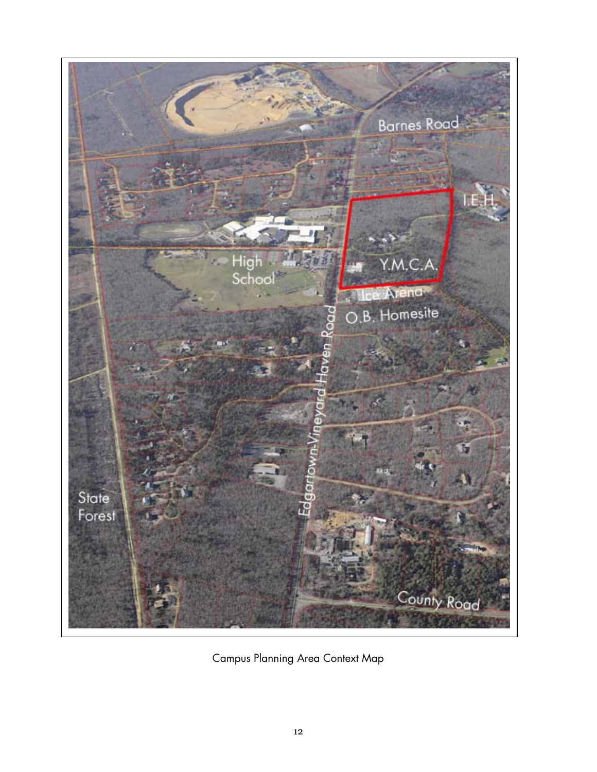Barnes Road

I.E.H.

High School

Y.M.C.A.

Ice Arena

O.B. Homesite

Edgartown-Vineyard Haven Road

State Forest

County Road

Campus Planning Area Context Map